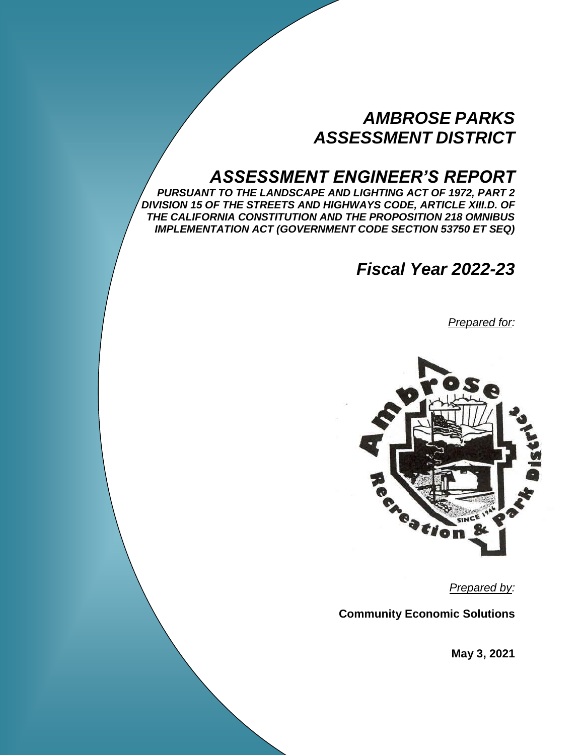# *AMBROSE PARKS ASSESSMENT DISTRICT*

# *ASSESSMENT ENGINEER'S REPORT*

***PURSUANT TO THE LANDSCAPE AND LIGHTING ACT OF 1972, PART 2 DIVISION 15 OF THE STREETS AND HIGHWAYS CODE, ARTICLE XIII.D. OF THE CALIFORNIA CONSTITUTION AND THE PROPOSITION 218 OMNIBUS IMPLEMENTATION ACT (GOVERNMENT CODE SECTION 53750 ET SEQ)***

## *Fiscal Year 2022-23*

*Prepared for:*

Ambrose Recreation & Park District

SINCE 1946

*Prepared by:*

**Community Economic Solutions**

**May 3, 2021**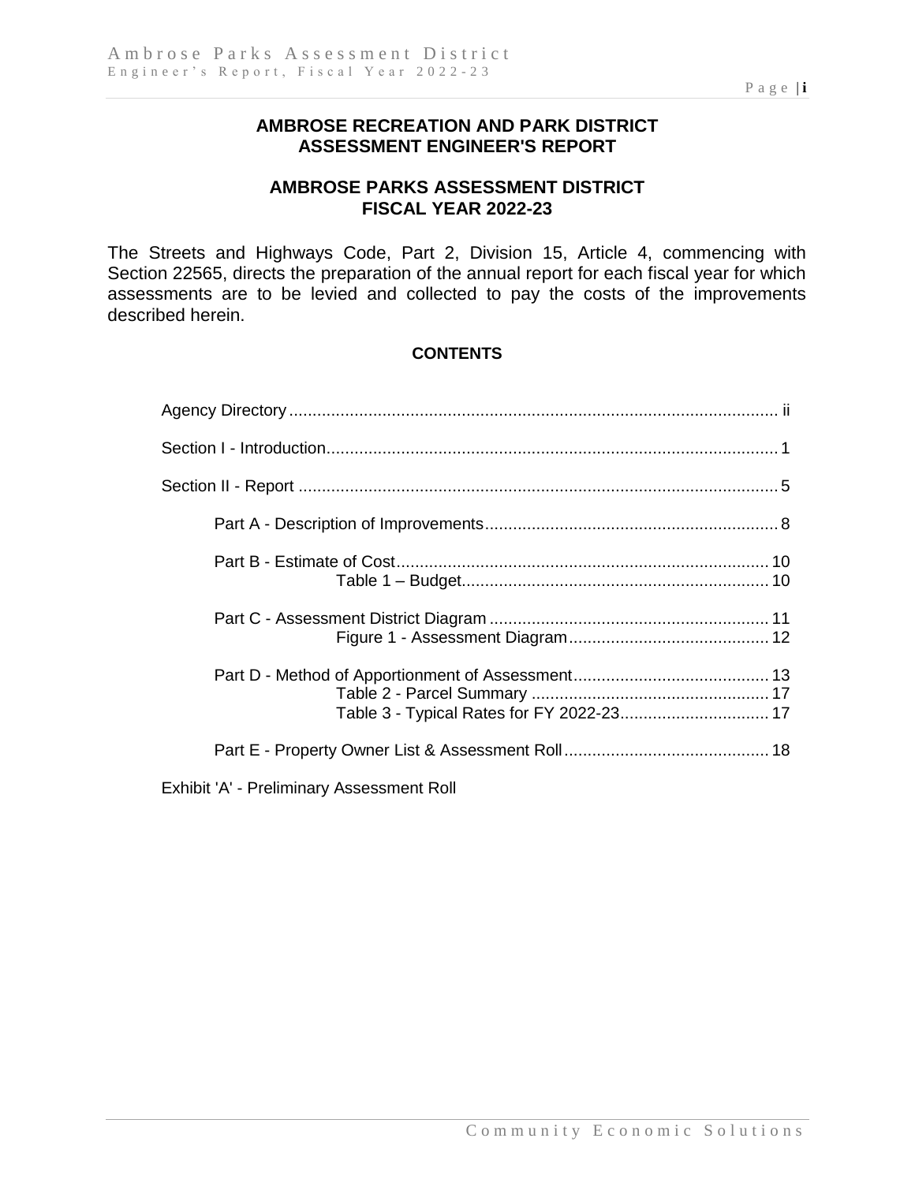# AMBROSE RECREATION AND PARK DISTRICT
# ASSESSMENT ENGINEER'S REPORT

## AMBROSE PARKS ASSESSMENT DISTRICT
## FISCAL YEAR 2022-23

The Streets and Highways Code, Part 2, Division 15, Article 4, commencing with Section 22565, directs the preparation of the annual report for each fiscal year for which assessments are to be levied and collected to pay the costs of the improvements described herein.

### CONTENTS

Agency Directory ........................................................................ ii

Section I - Introduction ................................................................. 1

Section II - Report ...................................................................... 5

- Part A - Description of Improvements ............................................ 8
- Part B - Estimate of Cost ........................................................ 10
  - Table 1 – Budget .............................................................. 10
- Part C - Assessment District Diagram ............................................ 11
  - Figure 1 - Assessment Diagram ................................................. 12
- Part D - Method of Apportionment of Assessment .................................. 13
  - Table 2 - Parcel Summary ...................................................... 17
  - Table 3 - Typical Rates for FY 2022-23 ........................................ 17
- Part E - Property Owner List & Assessment Roll .................................. 18

Exhibit 'A' - Preliminary Assessment Roll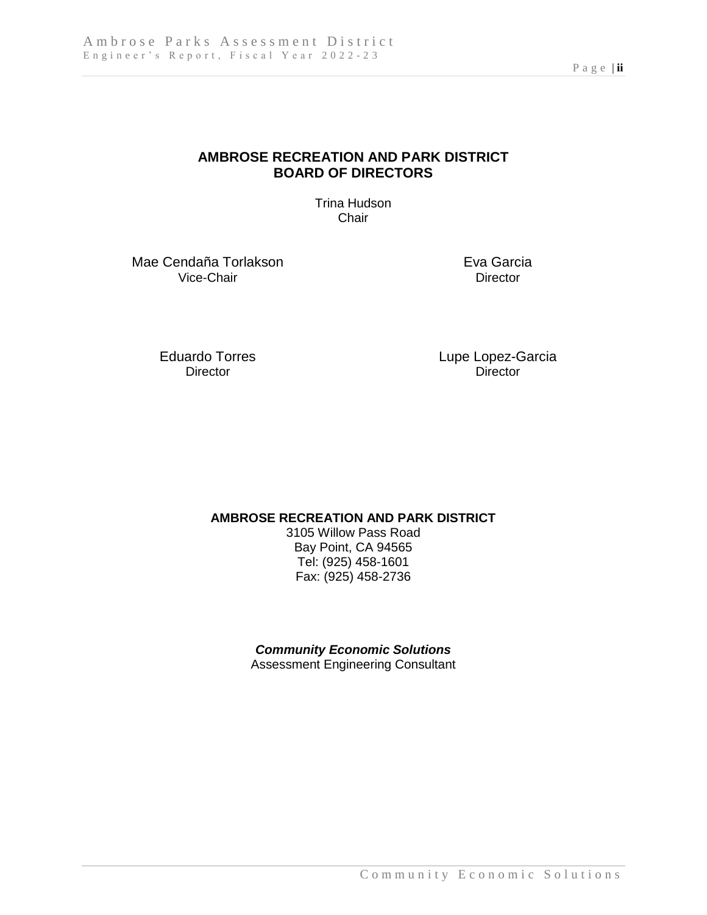**AMBROSE RECREATION AND PARK DISTRICT**
**BOARD OF DIRECTORS**

Trina Hudson
Chair

Mae Cendaña Torlakson
Vice-Chair

Eva Garcia
Director

Eduardo Torres
Director

Lupe Lopez-Garcia
Director

**AMBROSE RECREATION AND PARK DISTRICT**
3105 Willow Pass Road
Bay Point, CA 94565
Tel: (925) 458-1601
Fax: (925) 458-2736

***Community Economic Solutions***
Assessment Engineering Consultant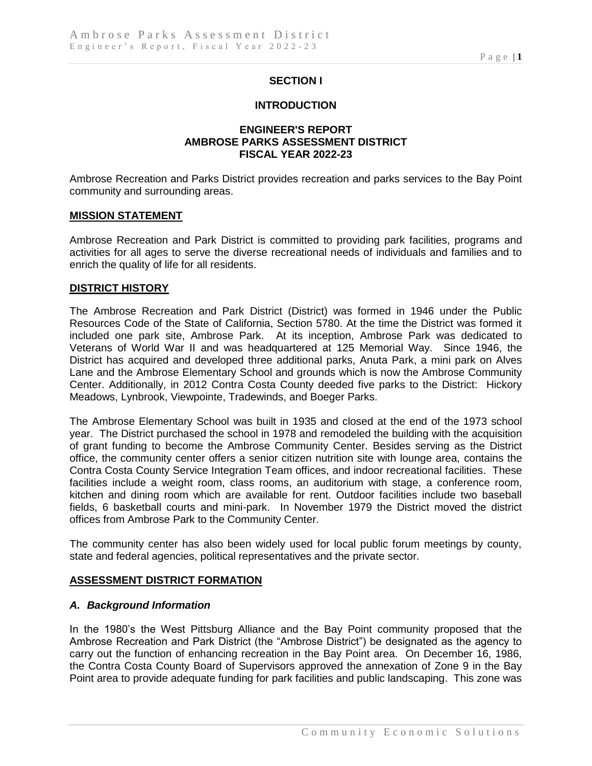## SECTION I

## INTRODUCTION

### ENGINEER'S REPORT
### AMBROSE PARKS ASSESSMENT DISTRICT
### FISCAL YEAR 2022-23

Ambrose Recreation and Parks District provides recreation and parks services to the Bay Point community and surrounding areas.

**MISSION STATEMENT**

Ambrose Recreation and Park District is committed to providing park facilities, programs and activities for all ages to serve the diverse recreational needs of individuals and families and to enrich the quality of life for all residents.

**DISTRICT HISTORY**

The Ambrose Recreation and Park District (District) was formed in 1946 under the Public Resources Code of the State of California, Section 5780. At the time the District was formed it included one park site, Ambrose Park. At its inception, Ambrose Park was dedicated to Veterans of World War II and was headquartered at 125 Memorial Way. Since 1946, the District has acquired and developed three additional parks, Anuta Park, a mini park on Alves Lane and the Ambrose Elementary School and grounds which is now the Ambrose Community Center. Additionally, in 2012 Contra Costa County deeded five parks to the District: Hickory Meadows, Lynbrook, Viewpointe, Tradewinds, and Boeger Parks.

The Ambrose Elementary School was built in 1935 and closed at the end of the 1973 school year. The District purchased the school in 1978 and remodeled the building with the acquisition of grant funding to become the Ambrose Community Center. Besides serving as the District office, the community center offers a senior citizen nutrition site with lounge area, contains the Contra Costa County Service Integration Team offices, and indoor recreational facilities. These facilities include a weight room, class rooms, an auditorium with stage, a conference room, kitchen and dining room which are available for rent. Outdoor facilities include two baseball fields, 6 basketball courts and mini-park. In November 1979 the District moved the district offices from Ambrose Park to the Community Center.

The community center has also been widely used for local public forum meetings by county, state and federal agencies, political representatives and the private sector.

**ASSESSMENT DISTRICT FORMATION**

***A. Background Information***

In the 1980's the West Pittsburg Alliance and the Bay Point community proposed that the Ambrose Recreation and Park District (the "Ambrose District") be designated as the agency to carry out the function of enhancing recreation in the Bay Point area. On December 16, 1986, the Contra Costa County Board of Supervisors approved the annexation of Zone 9 in the Bay Point area to provide adequate funding for park facilities and public landscaping. This zone was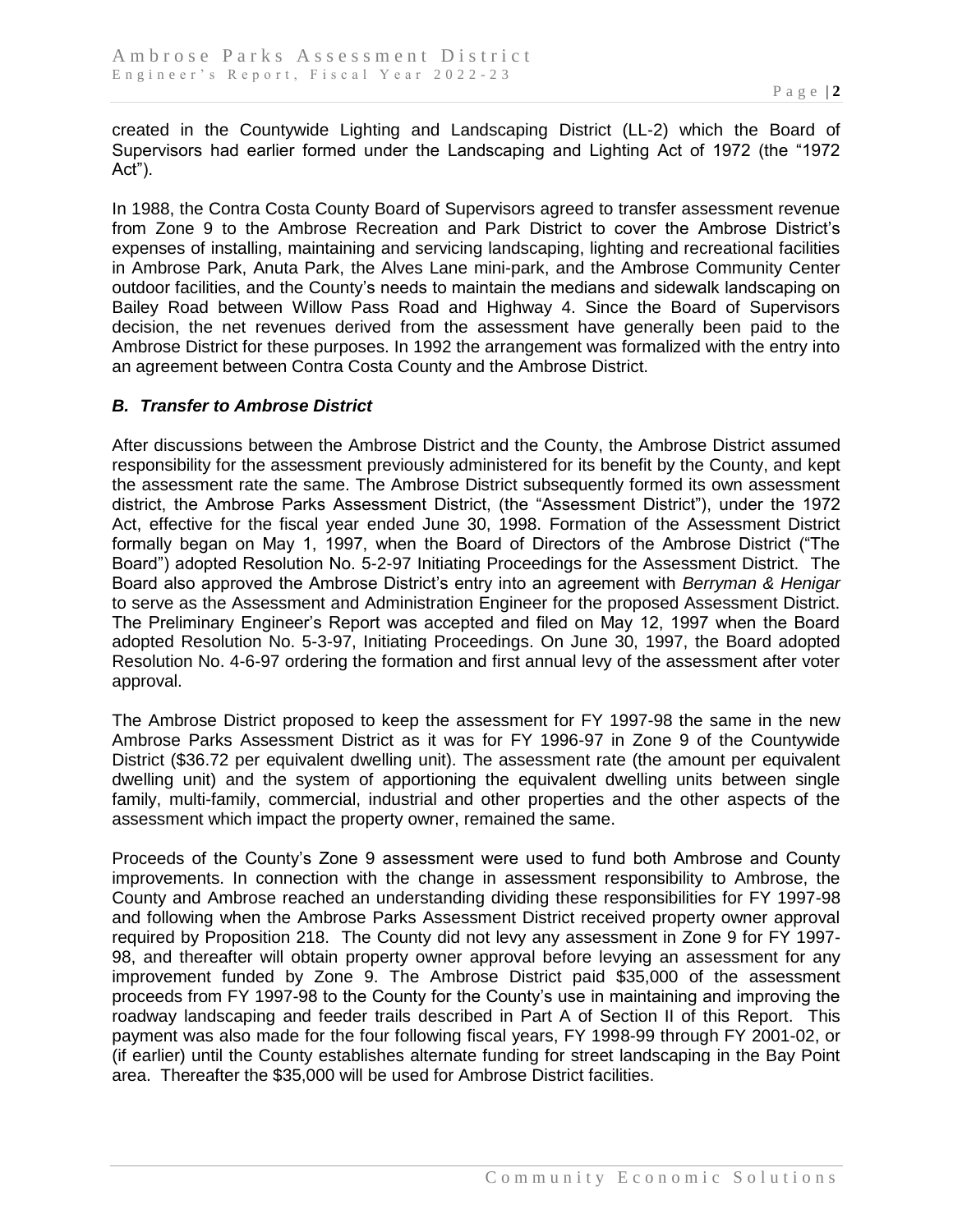created in the Countywide Lighting and Landscaping District (LL-2) which the Board of Supervisors had earlier formed under the Landscaping and Lighting Act of 1972 (the "1972 Act").

In 1988, the Contra Costa County Board of Supervisors agreed to transfer assessment revenue from Zone 9 to the Ambrose Recreation and Park District to cover the Ambrose District's expenses of installing, maintaining and servicing landscaping, lighting and recreational facilities in Ambrose Park, Anuta Park, the Alves Lane mini-park, and the Ambrose Community Center outdoor facilities, and the County's needs to maintain the medians and sidewalk landscaping on Bailey Road between Willow Pass Road and Highway 4. Since the Board of Supervisors decision, the net revenues derived from the assessment have generally been paid to the Ambrose District for these purposes. In 1992 the arrangement was formalized with the entry into an agreement between Contra Costa County and the Ambrose District.

### *B. Transfer to Ambrose District*

After discussions between the Ambrose District and the County, the Ambrose District assumed responsibility for the assessment previously administered for its benefit by the County, and kept the assessment rate the same. The Ambrose District subsequently formed its own assessment district, the Ambrose Parks Assessment District, (the "Assessment District"), under the 1972 Act, effective for the fiscal year ended June 30, 1998. Formation of the Assessment District formally began on May 1, 1997, when the Board of Directors of the Ambrose District ("The Board") adopted Resolution No. 5-2-97 Initiating Proceedings for the Assessment District. The Board also approved the Ambrose District's entry into an agreement with *Berryman & Henigar* to serve as the Assessment and Administration Engineer for the proposed Assessment District. The Preliminary Engineer's Report was accepted and filed on May 12, 1997 when the Board adopted Resolution No. 5-3-97, Initiating Proceedings. On June 30, 1997, the Board adopted Resolution No. 4-6-97 ordering the formation and first annual levy of the assessment after voter approval.

The Ambrose District proposed to keep the assessment for FY 1997-98 the same in the new Ambrose Parks Assessment District as it was for FY 1996-97 in Zone 9 of the Countywide District ($36.72 per equivalent dwelling unit). The assessment rate (the amount per equivalent dwelling unit) and the system of apportioning the equivalent dwelling units between single family, multi-family, commercial, industrial and other properties and the other aspects of the assessment which impact the property owner, remained the same.

Proceeds of the County's Zone 9 assessment were used to fund both Ambrose and County improvements. In connection with the change in assessment responsibility to Ambrose, the County and Ambrose reached an understanding dividing these responsibilities for FY 1997-98 and following when the Ambrose Parks Assessment District received property owner approval required by Proposition 218. The County did not levy any assessment in Zone 9 for FY 1997-98, and thereafter will obtain property owner approval before levying an assessment for any improvement funded by Zone 9. The Ambrose District paid $35,000 of the assessment proceeds from FY 1997-98 to the County for the County's use in maintaining and improving the roadway landscaping and feeder trails described in Part A of Section II of this Report. This payment was also made for the four following fiscal years, FY 1998-99 through FY 2001-02, or (if earlier) until the County establishes alternate funding for street landscaping in the Bay Point area. Thereafter the $35,000 will be used for Ambrose District facilities.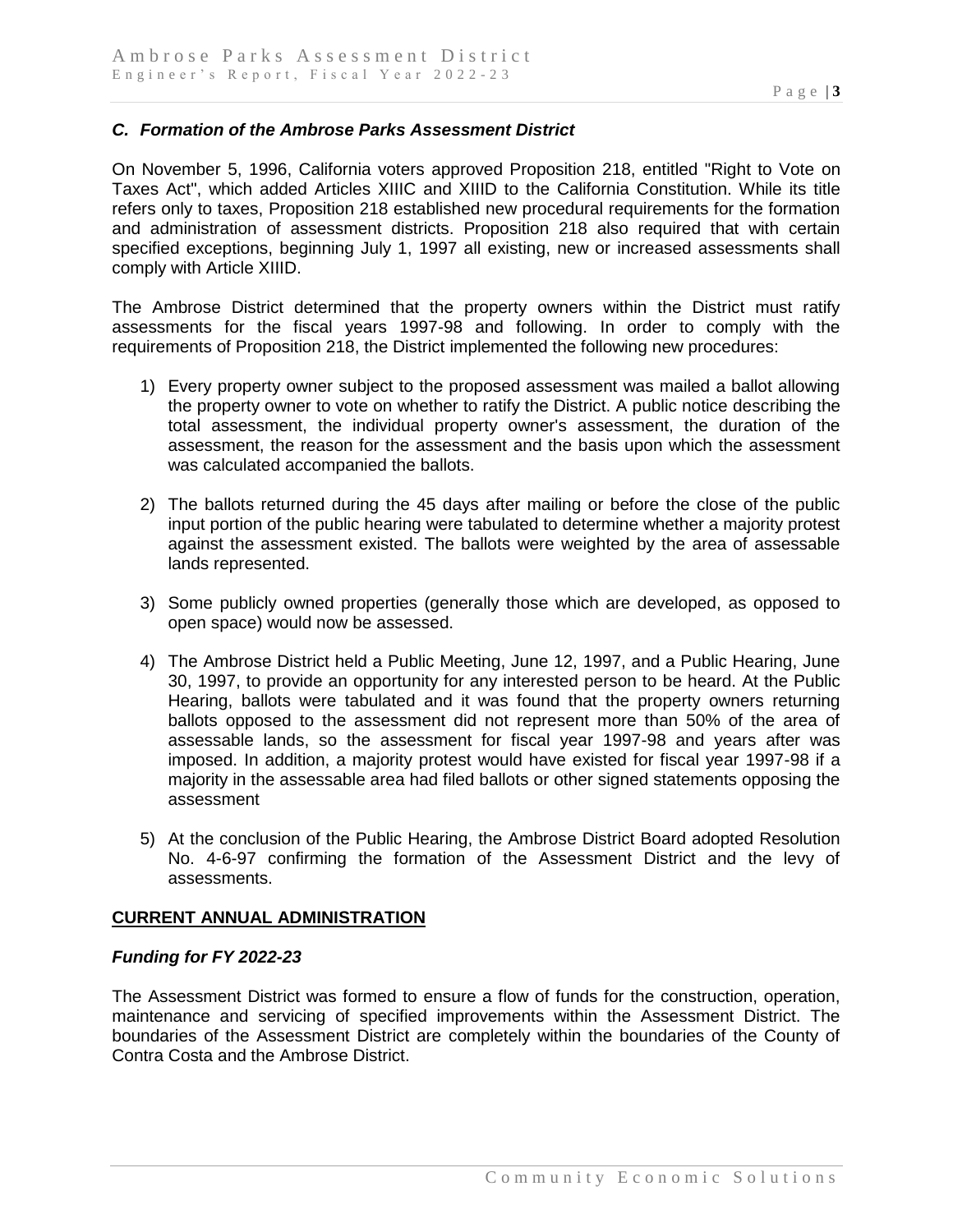### *C. Formation of the Ambrose Parks Assessment District*

On November 5, 1996, California voters approved Proposition 218, entitled "Right to Vote on Taxes Act", which added Articles XIIIC and XIIID to the California Constitution. While its title refers only to taxes, Proposition 218 established new procedural requirements for the formation and administration of assessment districts. Proposition 218 also required that with certain specified exceptions, beginning July 1, 1997 all existing, new or increased assessments shall comply with Article XIIID.

The Ambrose District determined that the property owners within the District must ratify assessments for the fiscal years 1997-98 and following. In order to comply with the requirements of Proposition 218, the District implemented the following new procedures:

1) Every property owner subject to the proposed assessment was mailed a ballot allowing the property owner to vote on whether to ratify the District. A public notice describing the total assessment, the individual property owner's assessment, the duration of the assessment, the reason for the assessment and the basis upon which the assessment was calculated accompanied the ballots.

2) The ballots returned during the 45 days after mailing or before the close of the public input portion of the public hearing were tabulated to determine whether a majority protest against the assessment existed. The ballots were weighted by the area of assessable lands represented.

3) Some publicly owned properties (generally those which are developed, as opposed to open space) would now be assessed.

4) The Ambrose District held a Public Meeting, June 12, 1997, and a Public Hearing, June 30, 1997, to provide an opportunity for any interested person to be heard. At the Public Hearing, ballots were tabulated and it was found that the property owners returning ballots opposed to the assessment did not represent more than 50% of the area of assessable lands, so the assessment for fiscal year 1997-98 and years after was imposed. In addition, a majority protest would have existed for fiscal year 1997-98 if a majority in the assessable area had filed ballots or other signed statements opposing the assessment

5) At the conclusion of the Public Hearing, the Ambrose District Board adopted Resolution No. 4-6-97 confirming the formation of the Assessment District and the levy of assessments.

## CURRENT ANNUAL ADMINISTRATION

### *Funding for FY 2022-23*

The Assessment District was formed to ensure a flow of funds for the construction, operation, maintenance and servicing of specified improvements within the Assessment District. The boundaries of the Assessment District are completely within the boundaries of the County of Contra Costa and the Ambrose District.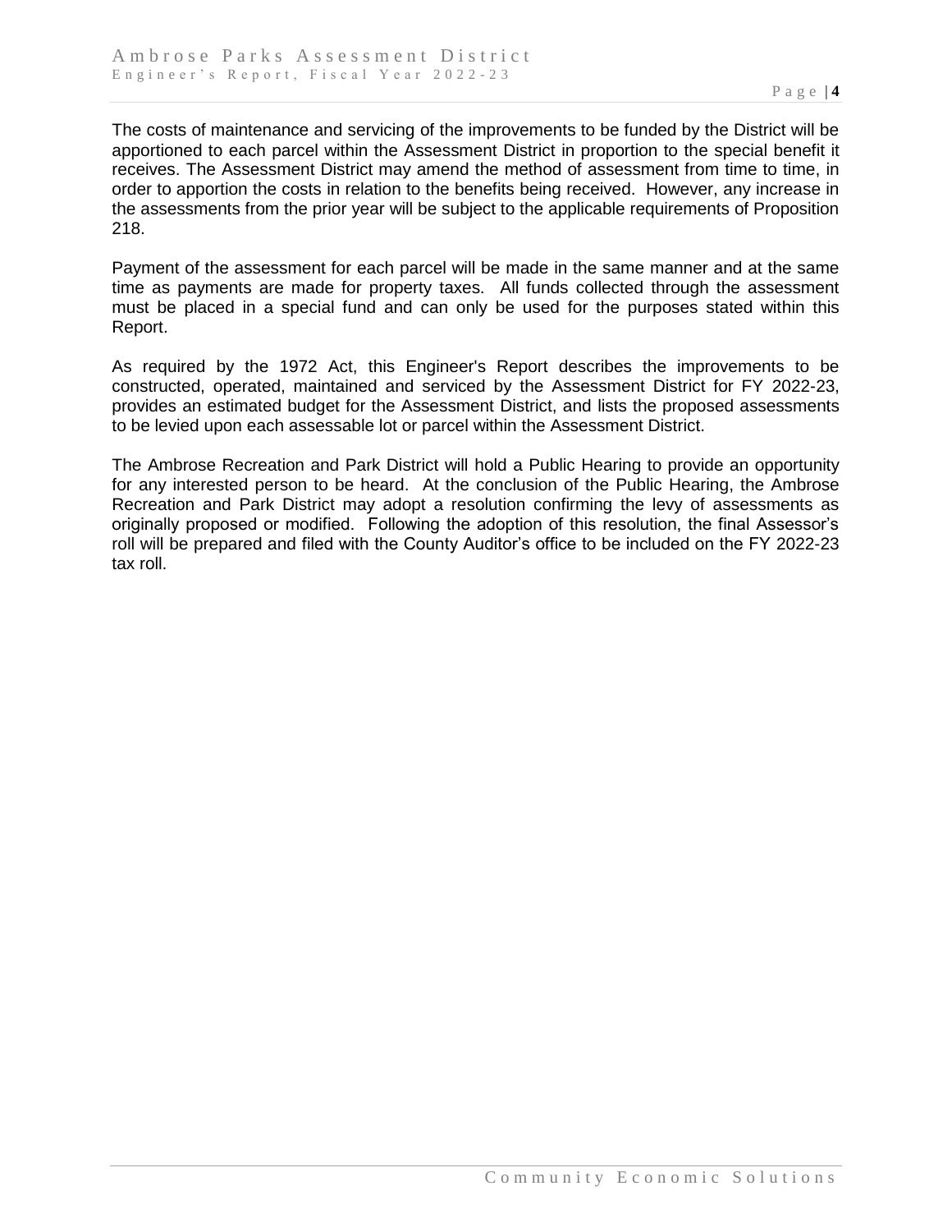The costs of maintenance and servicing of the improvements to be funded by the District will be apportioned to each parcel within the Assessment District in proportion to the special benefit it receives. The Assessment District may amend the method of assessment from time to time, in order to apportion the costs in relation to the benefits being received. However, any increase in the assessments from the prior year will be subject to the applicable requirements of Proposition 218.

Payment of the assessment for each parcel will be made in the same manner and at the same time as payments are made for property taxes. All funds collected through the assessment must be placed in a special fund and can only be used for the purposes stated within this Report.

As required by the 1972 Act, this Engineer's Report describes the improvements to be constructed, operated, maintained and serviced by the Assessment District for FY 2022-23, provides an estimated budget for the Assessment District, and lists the proposed assessments to be levied upon each assessable lot or parcel within the Assessment District.

The Ambrose Recreation and Park District will hold a Public Hearing to provide an opportunity for any interested person to be heard. At the conclusion of the Public Hearing, the Ambrose Recreation and Park District may adopt a resolution confirming the levy of assessments as originally proposed or modified. Following the adoption of this resolution, the final Assessor's roll will be prepared and filed with the County Auditor's office to be included on the FY 2022-23 tax roll.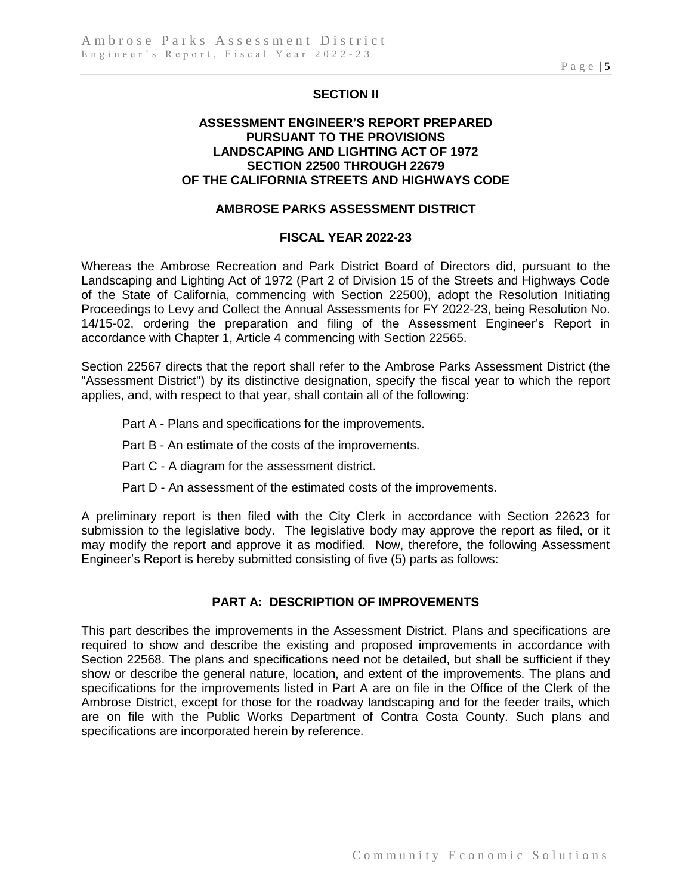## SECTION II

### ASSESSMENT ENGINEER'S REPORT PREPARED PURSUANT TO THE PROVISIONS LANDSCAPING AND LIGHTING ACT OF 1972 SECTION 22500 THROUGH 22679 OF THE CALIFORNIA STREETS AND HIGHWAYS CODE

### AMBROSE PARKS ASSESSMENT DISTRICT

### FISCAL YEAR 2022-23

Whereas the Ambrose Recreation and Park District Board of Directors did, pursuant to the Landscaping and Lighting Act of 1972 (Part 2 of Division 15 of the Streets and Highways Code of the State of California, commencing with Section 22500), adopt the Resolution Initiating Proceedings to Levy and Collect the Annual Assessments for FY 2022-23, being Resolution No. 14/15-02, ordering the preparation and filing of the Assessment Engineer's Report in accordance with Chapter 1, Article 4 commencing with Section 22565.

Section 22567 directs that the report shall refer to the Ambrose Parks Assessment District (the "Assessment District") by its distinctive designation, specify the fiscal year to which the report applies, and, with respect to that year, shall contain all of the following:

Part A - Plans and specifications for the improvements.

Part B - An estimate of the costs of the improvements.

Part C - A diagram for the assessment district.

Part D - An assessment of the estimated costs of the improvements.

A preliminary report is then filed with the City Clerk in accordance with Section 22623 for submission to the legislative body. The legislative body may approve the report as filed, or it may modify the report and approve it as modified. Now, therefore, the following Assessment Engineer's Report is hereby submitted consisting of five (5) parts as follows:

### PART A: DESCRIPTION OF IMPROVEMENTS

This part describes the improvements in the Assessment District. Plans and specifications are required to show and describe the existing and proposed improvements in accordance with Section 22568. The plans and specifications need not be detailed, but shall be sufficient if they show or describe the general nature, location, and extent of the improvements. The plans and specifications for the improvements listed in Part A are on file in the Office of the Clerk of the Ambrose District, except for those for the roadway landscaping and for the feeder trails, which are on file with the Public Works Department of Contra Costa County. Such plans and specifications are incorporated herein by reference.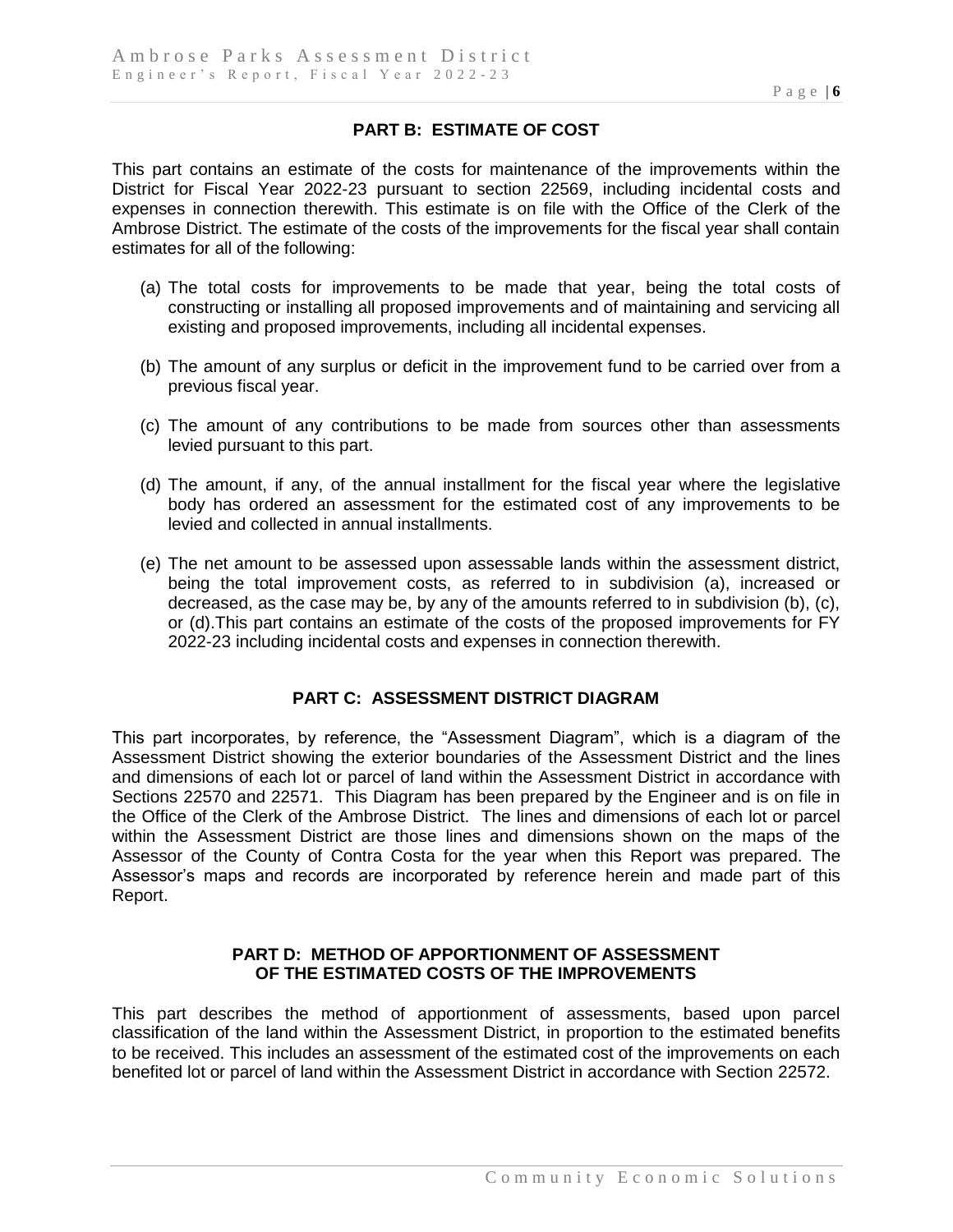## PART B: ESTIMATE OF COST

This part contains an estimate of the costs for maintenance of the improvements within the District for Fiscal Year 2022-23 pursuant to section 22569, including incidental costs and expenses in connection therewith. This estimate is on file with the Office of the Clerk of the Ambrose District. The estimate of the costs of the improvements for the fiscal year shall contain estimates for all of the following:

(a) The total costs for improvements to be made that year, being the total costs of constructing or installing all proposed improvements and of maintaining and servicing all existing and proposed improvements, including all incidental expenses.

(b) The amount of any surplus or deficit in the improvement fund to be carried over from a previous fiscal year.

(c) The amount of any contributions to be made from sources other than assessments levied pursuant to this part.

(d) The amount, if any, of the annual installment for the fiscal year where the legislative body has ordered an assessment for the estimated cost of any improvements to be levied and collected in annual installments.

(e) The net amount to be assessed upon assessable lands within the assessment district, being the total improvement costs, as referred to in subdivision (a), increased or decreased, as the case may be, by any of the amounts referred to in subdivision (b), (c), or (d).This part contains an estimate of the costs of the proposed improvements for FY 2022-23 including incidental costs and expenses in connection therewith.

## PART C: ASSESSMENT DISTRICT DIAGRAM

This part incorporates, by reference, the "Assessment Diagram", which is a diagram of the Assessment District showing the exterior boundaries of the Assessment District and the lines and dimensions of each lot or parcel of land within the Assessment District in accordance with Sections 22570 and 22571. This Diagram has been prepared by the Engineer and is on file in the Office of the Clerk of the Ambrose District. The lines and dimensions of each lot or parcel within the Assessment District are those lines and dimensions shown on the maps of the Assessor of the County of Contra Costa for the year when this Report was prepared. The Assessor's maps and records are incorporated by reference herein and made part of this Report.

## PART D: METHOD OF APPORTIONMENT OF ASSESSMENT OF THE ESTIMATED COSTS OF THE IMPROVEMENTS

This part describes the method of apportionment of assessments, based upon parcel classification of the land within the Assessment District, in proportion to the estimated benefits to be received. This includes an assessment of the estimated cost of the improvements on each benefited lot or parcel of land within the Assessment District in accordance with Section 22572.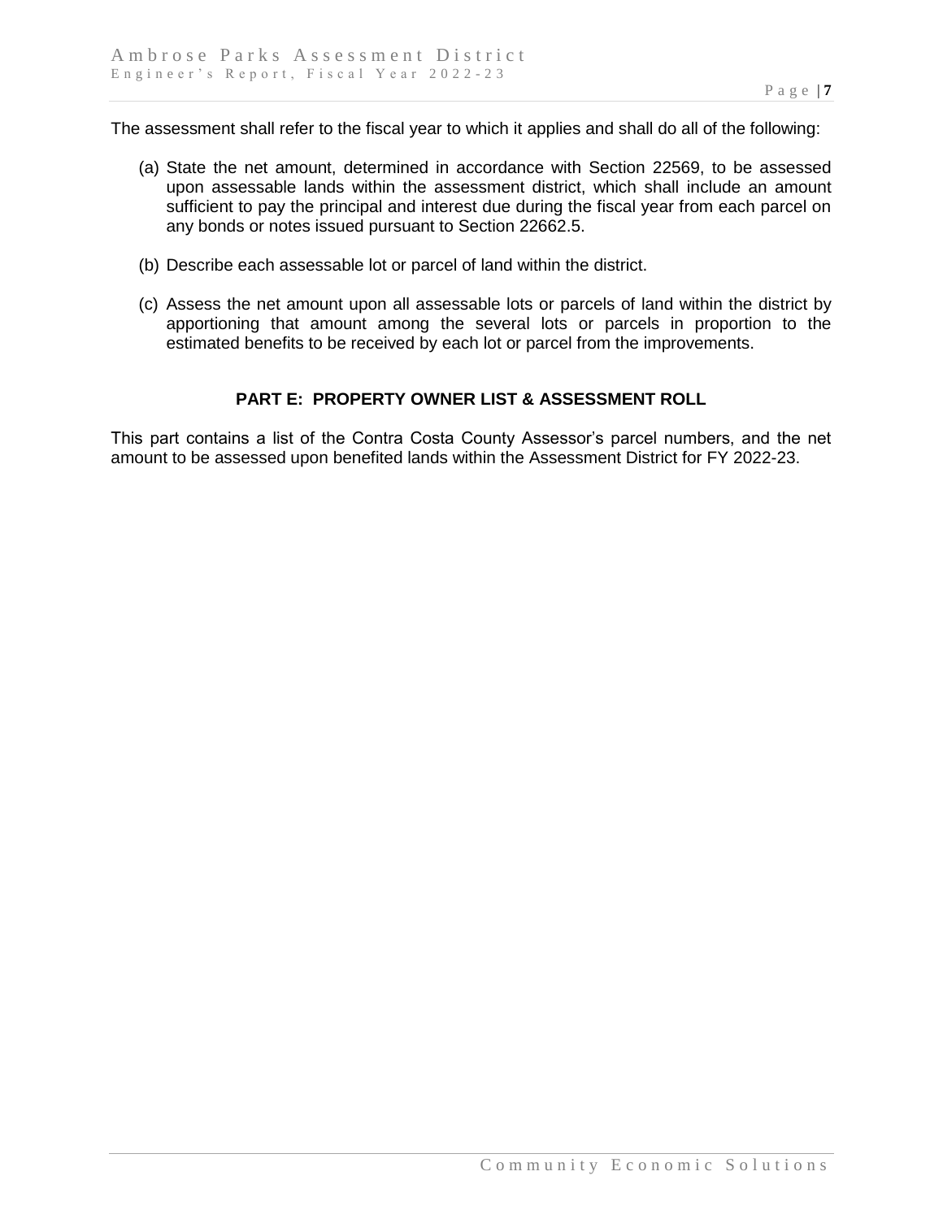The assessment shall refer to the fiscal year to which it applies and shall do all of the following:

(a) State the net amount, determined in accordance with Section 22569, to be assessed upon assessable lands within the assessment district, which shall include an amount sufficient to pay the principal and interest due during the fiscal year from each parcel on any bonds or notes issued pursuant to Section 22662.5.

(b) Describe each assessable lot or parcel of land within the district.

(c) Assess the net amount upon all assessable lots or parcels of land within the district by apportioning that amount among the several lots or parcels in proportion to the estimated benefits to be received by each lot or parcel from the improvements.

## PART E: PROPERTY OWNER LIST & ASSESSMENT ROLL

This part contains a list of the Contra Costa County Assessor's parcel numbers, and the net amount to be assessed upon benefited lands within the Assessment District for FY 2022-23.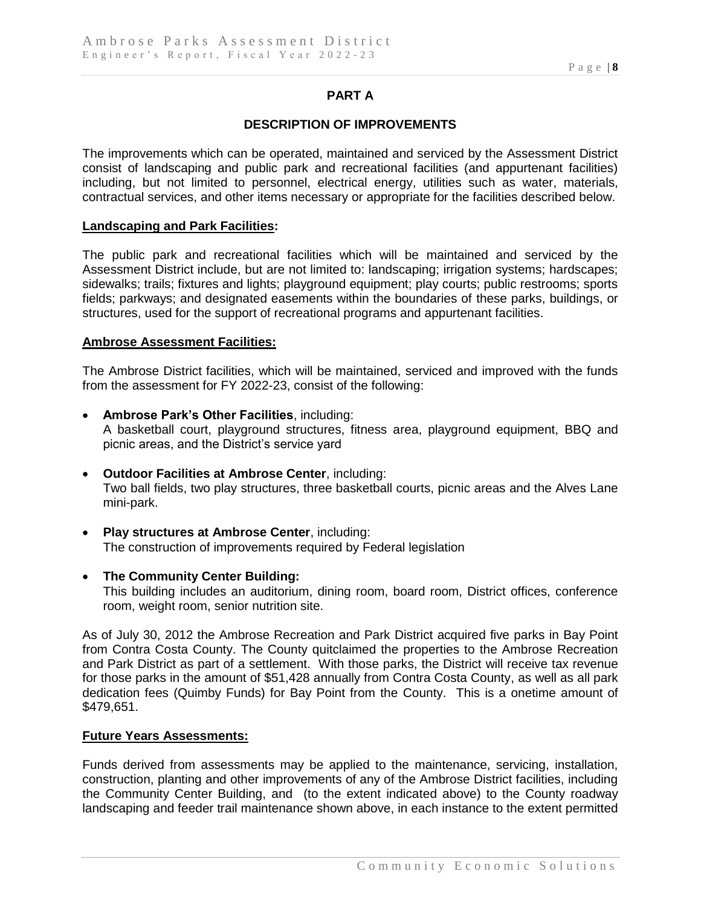## PART A

### DESCRIPTION OF IMPROVEMENTS

The improvements which can be operated, maintained and serviced by the Assessment District consist of landscaping and public park and recreational facilities (and appurtenant facilities) including, but not limited to personnel, electrical energy, utilities such as water, materials, contractual services, and other items necessary or appropriate for the facilities described below.

**Landscaping and Park Facilities:**

The public park and recreational facilities which will be maintained and serviced by the Assessment District include, but are not limited to: landscaping; irrigation systems; hardscapes; sidewalks; trails; fixtures and lights; playground equipment; play courts; public restrooms; sports fields; parkways; and designated easements within the boundaries of these parks, buildings, or structures, used for the support of recreational programs and appurtenant facilities.

**Ambrose Assessment Facilities:**

The Ambrose District facilities, which will be maintained, serviced and improved with the funds from the assessment for FY 2022-23, consist of the following:

- **Ambrose Park's Other Facilities**, including:
  A basketball court, playground structures, fitness area, playground equipment, BBQ and picnic areas, and the District's service yard
- **Outdoor Facilities at Ambrose Center**, including:
  Two ball fields, two play structures, three basketball courts, picnic areas and the Alves Lane mini-park.
- **Play structures at Ambrose Center**, including:
  The construction of improvements required by Federal legislation
- **The Community Center Building:**
  This building includes an auditorium, dining room, board room, District offices, conference room, weight room, senior nutrition site.

As of July 30, 2012 the Ambrose Recreation and Park District acquired five parks in Bay Point from Contra Costa County. The County quitclaimed the properties to the Ambrose Recreation and Park District as part of a settlement. With those parks, the District will receive tax revenue for those parks in the amount of $51,428 annually from Contra Costa County, as well as all park dedication fees (Quimby Funds) for Bay Point from the County. This is a onetime amount of $479,651.

**Future Years Assessments:**

Funds derived from assessments may be applied to the maintenance, servicing, installation, construction, planting and other improvements of any of the Ambrose District facilities, including the Community Center Building, and (to the extent indicated above) to the County roadway landscaping and feeder trail maintenance shown above, in each instance to the extent permitted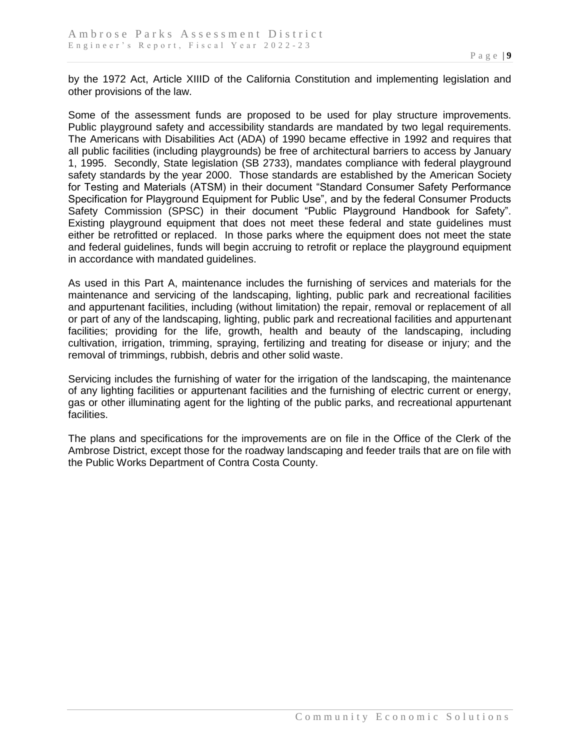by the 1972 Act, Article XIIID of the California Constitution and implementing legislation and other provisions of the law.

Some of the assessment funds are proposed to be used for play structure improvements. Public playground safety and accessibility standards are mandated by two legal requirements. The Americans with Disabilities Act (ADA) of 1990 became effective in 1992 and requires that all public facilities (including playgrounds) be free of architectural barriers to access by January 1, 1995. Secondly, State legislation (SB 2733), mandates compliance with federal playground safety standards by the year 2000. Those standards are established by the American Society for Testing and Materials (ATSM) in their document "Standard Consumer Safety Performance Specification for Playground Equipment for Public Use", and by the federal Consumer Products Safety Commission (SPSC) in their document "Public Playground Handbook for Safety". Existing playground equipment that does not meet these federal and state guidelines must either be retrofitted or replaced. In those parks where the equipment does not meet the state and federal guidelines, funds will begin accruing to retrofit or replace the playground equipment in accordance with mandated guidelines.

As used in this Part A, maintenance includes the furnishing of services and materials for the maintenance and servicing of the landscaping, lighting, public park and recreational facilities and appurtenant facilities, including (without limitation) the repair, removal or replacement of all or part of any of the landscaping, lighting, public park and recreational facilities and appurtenant facilities; providing for the life, growth, health and beauty of the landscaping, including cultivation, irrigation, trimming, spraying, fertilizing and treating for disease or injury; and the removal of trimmings, rubbish, debris and other solid waste.

Servicing includes the furnishing of water for the irrigation of the landscaping, the maintenance of any lighting facilities or appurtenant facilities and the furnishing of electric current or energy, gas or other illuminating agent for the lighting of the public parks, and recreational appurtenant facilities.

The plans and specifications for the improvements are on file in the Office of the Clerk of the Ambrose District, except those for the roadway landscaping and feeder trails that are on file with the Public Works Department of Contra Costa County.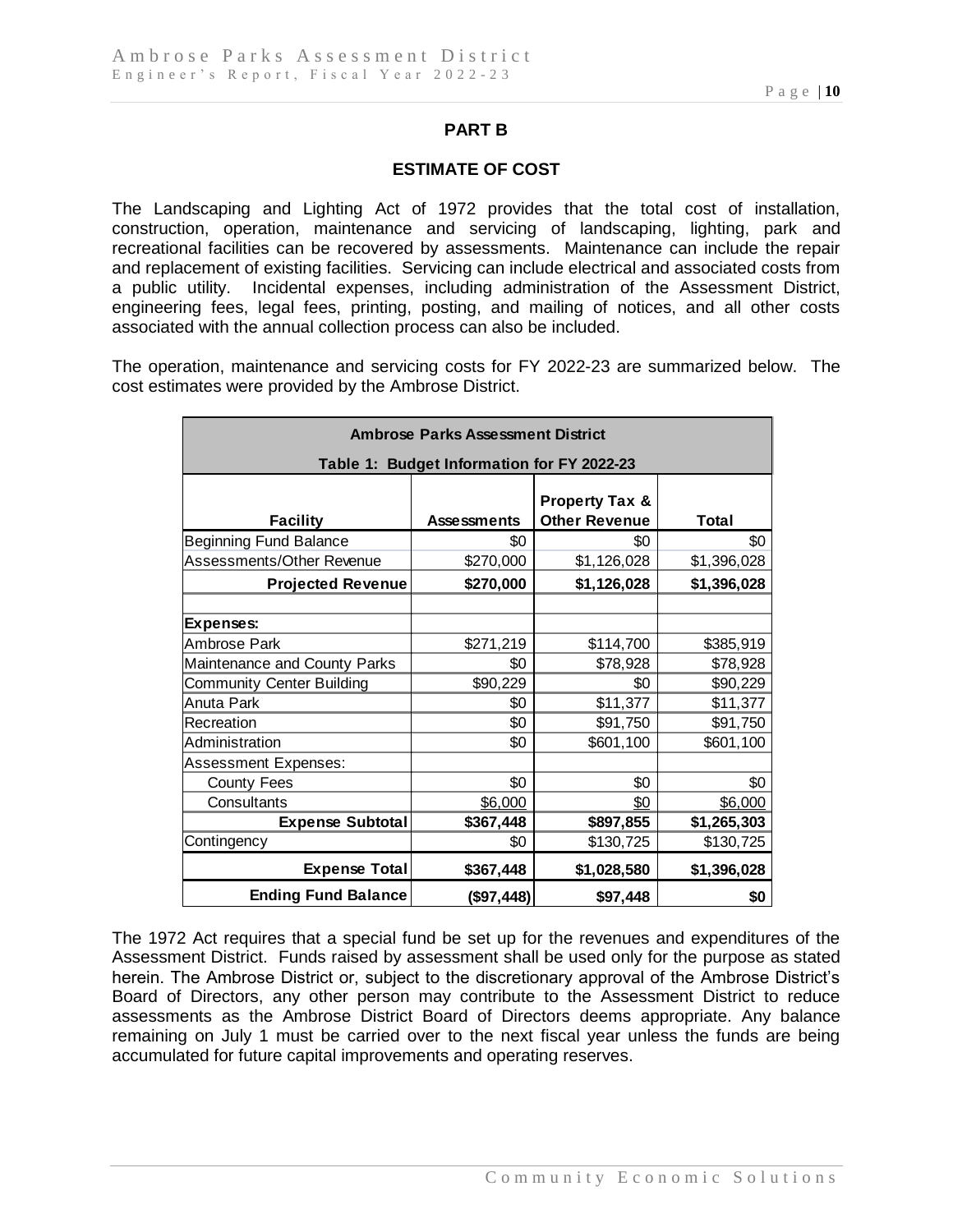## PART B

## ESTIMATE OF COST

The Landscaping and Lighting Act of 1972 provides that the total cost of installation, construction, operation, maintenance and servicing of landscaping, lighting, park and recreational facilities can be recovered by assessments. Maintenance can include the repair and replacement of existing facilities. Servicing can include electrical and associated costs from a public utility. Incidental expenses, including administration of the Assessment District, engineering fees, legal fees, printing, posting, and mailing of notices, and all other costs associated with the annual collection process can also be included.

The operation, maintenance and servicing costs for FY 2022-23 are summarized below. The cost estimates were provided by the Ambrose District.

| Ambrose Parks Assessment District<br>Table 1: Budget Information for FY 2022-23 | | | |
|---|---|---|---|
| **Facility** | **Assessments** | **Property Tax & Other Revenue** | **Total** |
| Beginning Fund Balance | $0 | $0 | $0 |
| Assessments/Other Revenue | $270,000 | $1,126,028 | $1,396,028 |
| **Projected Revenue** | **$270,000** | **$1,126,028** | **$1,396,028** |
| | | | |
| **Expenses:** | | | |
| Ambrose Park | $271,219 | $114,700 | $385,919 |
| Maintenance and County Parks | $0 | $78,928 | $78,928 |
| Community Center Building | $90,229 | $0 | $90,229 |
| Anuta Park | $0 | $11,377 | $11,377 |
| Recreation | $0 | $91,750 | $91,750 |
| Administration | $0 | $601,100 | $601,100 |
| Assessment Expenses: | | | |
| County Fees | $0 | $0 | $0 |
| Consultants | $6,000 | $0 | $6,000 |
| **Expense Subtotal** | **$367,448** | **$897,855** | **$1,265,303** |
| Contingency | $0 | $130,725 | $130,725 |
| **Expense Total** | **$367,448** | **$1,028,580** | **$1,396,028** |
| **Ending Fund Balance** | **($97,448)** | **$97,448** | **$0** |

The 1972 Act requires that a special fund be set up for the revenues and expenditures of the Assessment District. Funds raised by assessment shall be used only for the purpose as stated herein. The Ambrose District or, subject to the discretionary approval of the Ambrose District's Board of Directors, any other person may contribute to the Assessment District to reduce assessments as the Ambrose District Board of Directors deems appropriate. Any balance remaining on July 1 must be carried over to the next fiscal year unless the funds are being accumulated for future capital improvements and operating reserves.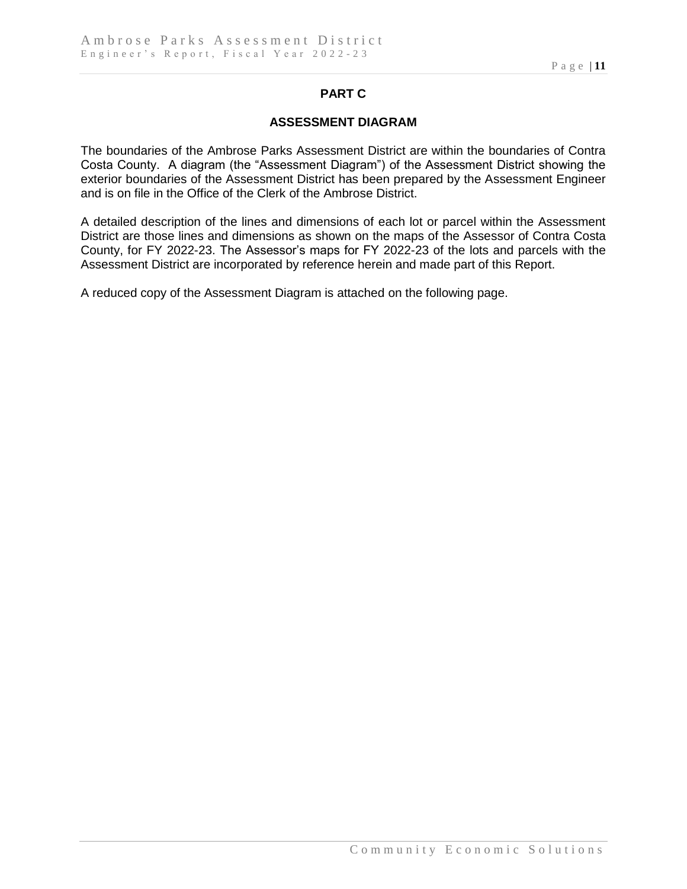## PART C

## ASSESSMENT DIAGRAM

The boundaries of the Ambrose Parks Assessment District are within the boundaries of Contra Costa County. A diagram (the "Assessment Diagram") of the Assessment District showing the exterior boundaries of the Assessment District has been prepared by the Assessment Engineer and is on file in the Office of the Clerk of the Ambrose District.

A detailed description of the lines and dimensions of each lot or parcel within the Assessment District are those lines and dimensions as shown on the maps of the Assessor of Contra Costa County, for FY 2022-23. The Assessor's maps for FY 2022-23 of the lots and parcels with the Assessment District are incorporated by reference herein and made part of this Report.

A reduced copy of the Assessment Diagram is attached on the following page.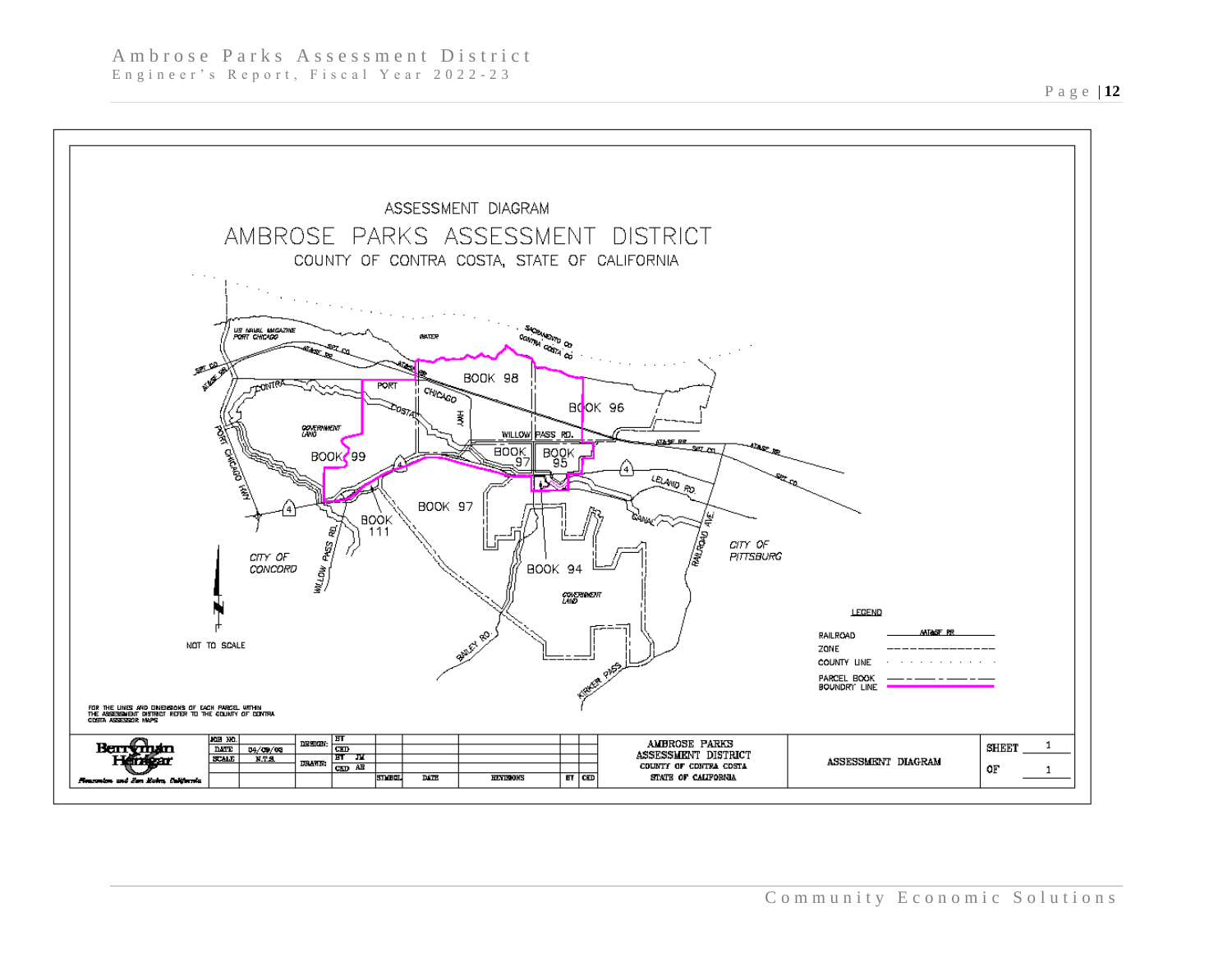# ASSESSMENT DIAGRAM

## AMBROSE PARKS ASSESSMENT DISTRICT

### COUNTY OF CONTRA COSTA, STATE OF CALIFORNIA

US NAVAL MAGAZINE PORT CHICAGO

WATER

SACRAMENTO CO
CONTRA COSTA CO

SPT CO
AT&SF RR

BOOK 98

BOOK 96

PORT CHICAGO HWY

CONTRA COSTA

PORT CHICAGO HWY

GOVERNMENT LAND

WILLOW PASS RD.

BOOK 99

BOOK 97

BOOK 95

LELAND RD.

BOOK 97

BOOK 111

CANAL

RAILROAD AVE.

CITY OF PITTSBURG

CITY OF CONCORD

WILLOW PASS RD.

BOOK 94

GOVERNMENT LAND

NOT TO SCALE

BAILEY RD.

KIRKER PASS

**LEGEND**

| | |
|---|---|
| RAILROAD | AT&SF RR |
| ZONE | |
| COUNTY LINE | |
| PARCEL BOOK | |
| BOUNDRY LINE | |

FOR THE LINES AND DIMENSIONS OF EACH PARCEL WITHIN THE ASSESSMENT DISTRICT REFER TO THE COUNTY OF CONTRA COSTA ASSESSOR MAPS

| Berryman & Henigar, Pleasanton and San Mateo, California | JOB NO. | | DESIGN: | BY / CKD | SYMBOL | DATE | REVISIONS | BY | CKD | AMBROSE PARKS ASSESSMENT DISTRICT, COUNTY OF CONTRA COSTA, STATE OF CALIFORNIA | ASSESSMENT DIAGRAM | SHEET 1 OF 1 |
|---|---|---|---|---|---|---|---|---|---|---|---|---|
| | DATE | 04/09/02 | DRAWN: | BY JM / CKD AE | | | | | | | | |
| | SCALE | N.T.S. | | | | | | | | | | |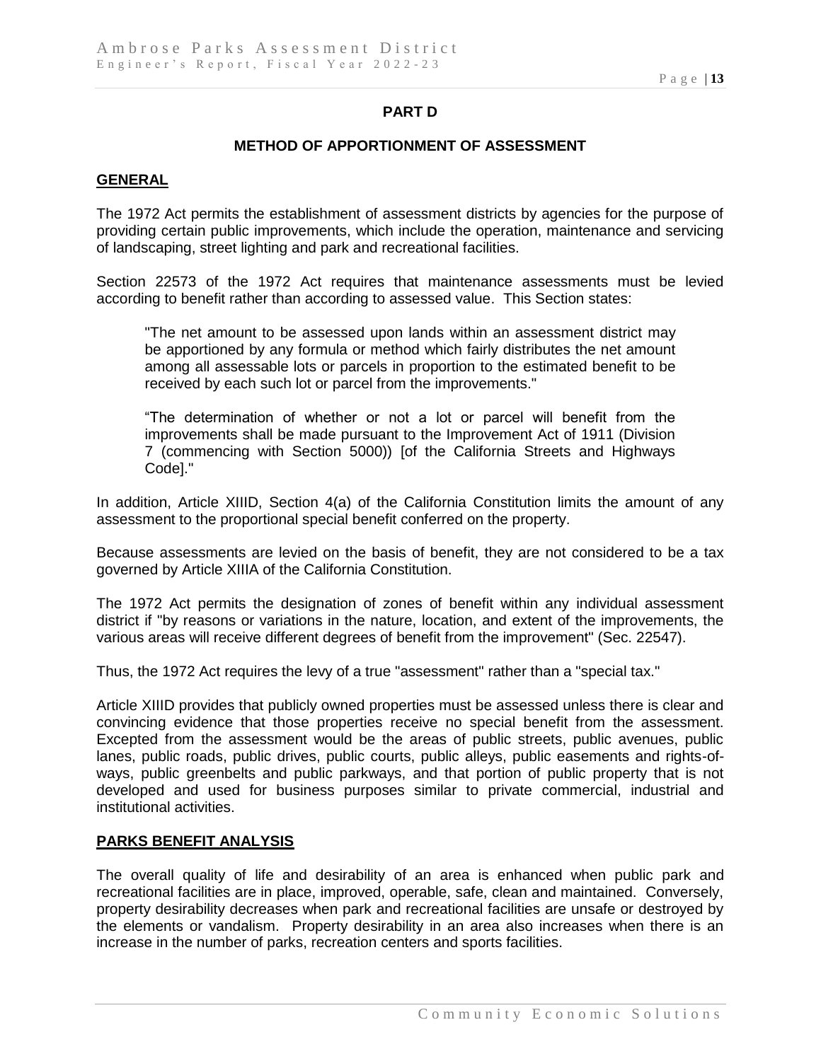## PART D

### METHOD OF APPORTIONMENT OF ASSESSMENT

**GENERAL**

The 1972 Act permits the establishment of assessment districts by agencies for the purpose of providing certain public improvements, which include the operation, maintenance and servicing of landscaping, street lighting and park and recreational facilities.

Section 22573 of the 1972 Act requires that maintenance assessments must be levied according to benefit rather than according to assessed value. This Section states:

> "The net amount to be assessed upon lands within an assessment district may be apportioned by any formula or method which fairly distributes the net amount among all assessable lots or parcels in proportion to the estimated benefit to be received by each such lot or parcel from the improvements."
>
> "The determination of whether or not a lot or parcel will benefit from the improvements shall be made pursuant to the Improvement Act of 1911 (Division 7 (commencing with Section 5000)) [of the California Streets and Highways Code]."

In addition, Article XIIID, Section 4(a) of the California Constitution limits the amount of any assessment to the proportional special benefit conferred on the property.

Because assessments are levied on the basis of benefit, they are not considered to be a tax governed by Article XIIIA of the California Constitution.

The 1972 Act permits the designation of zones of benefit within any individual assessment district if "by reasons or variations in the nature, location, and extent of the improvements, the various areas will receive different degrees of benefit from the improvement" (Sec. 22547).

Thus, the 1972 Act requires the levy of a true "assessment" rather than a "special tax."

Article XIIID provides that publicly owned properties must be assessed unless there is clear and convincing evidence that those properties receive no special benefit from the assessment. Excepted from the assessment would be the areas of public streets, public avenues, public lanes, public roads, public drives, public courts, public alleys, public easements and rights-of-ways, public greenbelts and public parkways, and that portion of public property that is not developed and used for business purposes similar to private commercial, industrial and institutional activities.

**PARKS BENEFIT ANALYSIS**

The overall quality of life and desirability of an area is enhanced when public park and recreational facilities are in place, improved, operable, safe, clean and maintained. Conversely, property desirability decreases when park and recreational facilities are unsafe or destroyed by the elements or vandalism. Property desirability in an area also increases when there is an increase in the number of parks, recreation centers and sports facilities.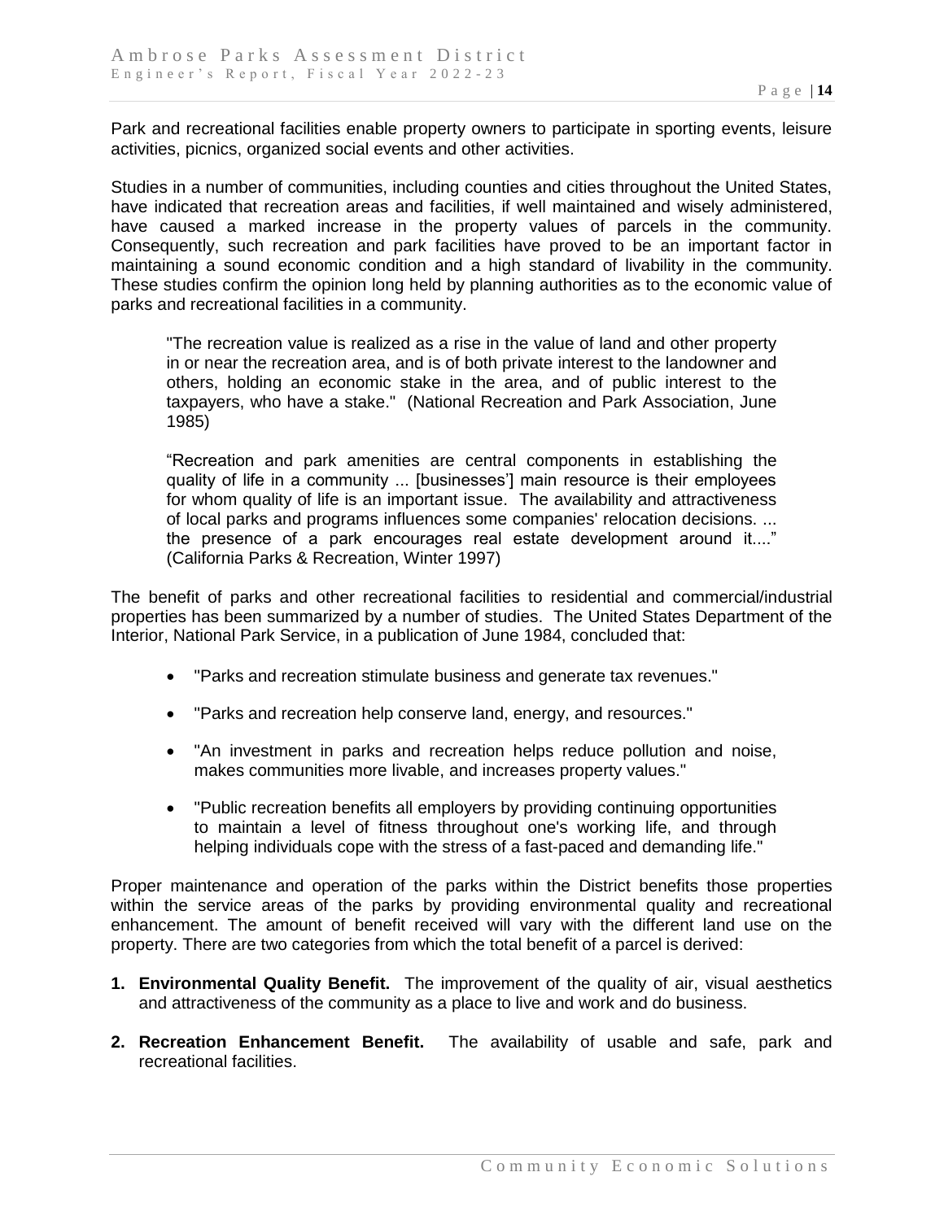Park and recreational facilities enable property owners to participate in sporting events, leisure activities, picnics, organized social events and other activities.

Studies in a number of communities, including counties and cities throughout the United States, have indicated that recreation areas and facilities, if well maintained and wisely administered, have caused a marked increase in the property values of parcels in the community. Consequently, such recreation and park facilities have proved to be an important factor in maintaining a sound economic condition and a high standard of livability in the community. These studies confirm the opinion long held by planning authorities as to the economic value of parks and recreational facilities in a community.

> "The recreation value is realized as a rise in the value of land and other property in or near the recreation area, and is of both private interest to the landowner and others, holding an economic stake in the area, and of public interest to the taxpayers, who have a stake." (National Recreation and Park Association, June 1985)

> "Recreation and park amenities are central components in establishing the quality of life in a community ... [businesses'] main resource is their employees for whom quality of life is an important issue. The availability and attractiveness of local parks and programs influences some companies' relocation decisions. ... the presence of a park encourages real estate development around it...." (California Parks & Recreation, Winter 1997)

The benefit of parks and other recreational facilities to residential and commercial/industrial properties has been summarized by a number of studies. The United States Department of the Interior, National Park Service, in a publication of June 1984, concluded that:

- "Parks and recreation stimulate business and generate tax revenues."
- "Parks and recreation help conserve land, energy, and resources."
- "An investment in parks and recreation helps reduce pollution and noise, makes communities more livable, and increases property values."
- "Public recreation benefits all employers by providing continuing opportunities to maintain a level of fitness throughout one's working life, and through helping individuals cope with the stress of a fast-paced and demanding life."

Proper maintenance and operation of the parks within the District benefits those properties within the service areas of the parks by providing environmental quality and recreational enhancement. The amount of benefit received will vary with the different land use on the property. There are two categories from which the total benefit of a parcel is derived:

1. **Environmental Quality Benefit.** The improvement of the quality of air, visual aesthetics and attractiveness of the community as a place to live and work and do business.
2. **Recreation Enhancement Benefit.** The availability of usable and safe, park and recreational facilities.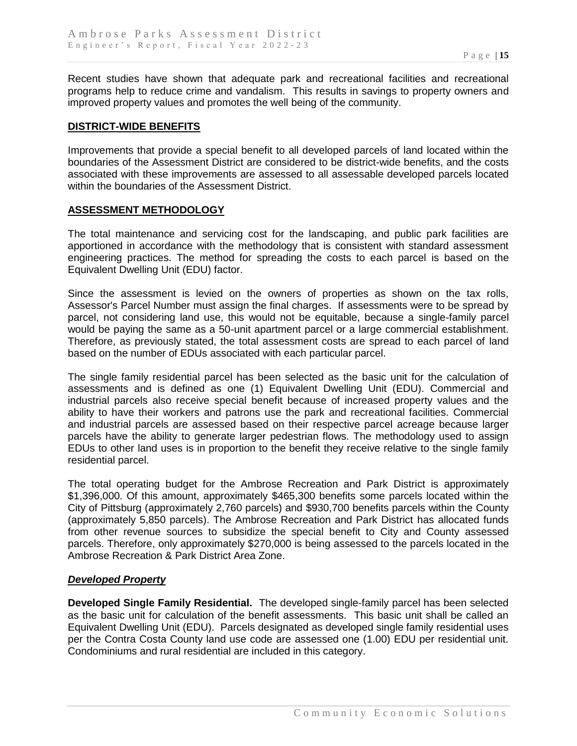Recent studies have shown that adequate park and recreational facilities and recreational programs help to reduce crime and vandalism. This results in savings to property owners and improved property values and promotes the well being of the community.

## DISTRICT-WIDE BENEFITS

Improvements that provide a special benefit to all developed parcels of land located within the boundaries of the Assessment District are considered to be district-wide benefits, and the costs associated with these improvements are assessed to all assessable developed parcels located within the boundaries of the Assessment District.

## ASSESSMENT METHODOLOGY

The total maintenance and servicing cost for the landscaping, and public park facilities are apportioned in accordance with the methodology that is consistent with standard assessment engineering practices. The method for spreading the costs to each parcel is based on the Equivalent Dwelling Unit (EDU) factor.

Since the assessment is levied on the owners of properties as shown on the tax rolls, Assessor's Parcel Number must assign the final charges. If assessments were to be spread by parcel, not considering land use, this would not be equitable, because a single-family parcel would be paying the same as a 50-unit apartment parcel or a large commercial establishment. Therefore, as previously stated, the total assessment costs are spread to each parcel of land based on the number of EDUs associated with each particular parcel.

The single family residential parcel has been selected as the basic unit for the calculation of assessments and is defined as one (1) Equivalent Dwelling Unit (EDU). Commercial and industrial parcels also receive special benefit because of increased property values and the ability to have their workers and patrons use the park and recreational facilities. Commercial and industrial parcels are assessed based on their respective parcel acreage because larger parcels have the ability to generate larger pedestrian flows. The methodology used to assign EDUs to other land uses is in proportion to the benefit they receive relative to the single family residential parcel.

The total operating budget for the Ambrose Recreation and Park District is approximately \$1,396,000. Of this amount, approximately \$465,300 benefits some parcels located within the City of Pittsburg (approximately 2,760 parcels) and \$930,700 benefits parcels within the County (approximately 5,850 parcels). The Ambrose Recreation and Park District has allocated funds from other revenue sources to subsidize the special benefit to City and County assessed parcels. Therefore, only approximately \$270,000 is being assessed to the parcels located in the Ambrose Recreation & Park District Area Zone.

### ***Developed Property***

**Developed Single Family Residential.** The developed single-family parcel has been selected as the basic unit for calculation of the benefit assessments. This basic unit shall be called an Equivalent Dwelling Unit (EDU). Parcels designated as developed single family residential uses per the Contra Costa County land use code are assessed one (1.00) EDU per residential unit. Condominiums and rural residential are included in this category.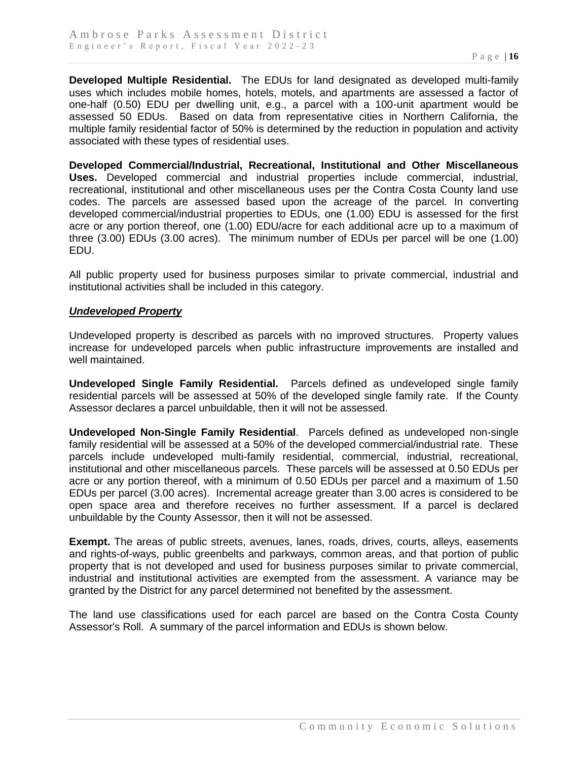**Developed Multiple Residential.** The EDUs for land designated as developed multi-family uses which includes mobile homes, hotels, motels, and apartments are assessed a factor of one-half (0.50) EDU per dwelling unit, e.g., a parcel with a 100-unit apartment would be assessed 50 EDUs. Based on data from representative cities in Northern California, the multiple family residential factor of 50% is determined by the reduction in population and activity associated with these types of residential uses.

**Developed Commercial/Industrial, Recreational, Institutional and Other Miscellaneous Uses.** Developed commercial and industrial properties include commercial, industrial, recreational, institutional and other miscellaneous uses per the Contra Costa County land use codes. The parcels are assessed based upon the acreage of the parcel. In converting developed commercial/industrial properties to EDUs, one (1.00) EDU is assessed for the first acre or any portion thereof, one (1.00) EDU/acre for each additional acre up to a maximum of three (3.00) EDUs (3.00 acres). The minimum number of EDUs per parcel will be one (1.00) EDU.

All public property used for business purposes similar to private commercial, industrial and institutional activities shall be included in this category.

***Undeveloped Property***

Undeveloped property is described as parcels with no improved structures. Property values increase for undeveloped parcels when public infrastructure improvements are installed and well maintained.

**Undeveloped Single Family Residential.** Parcels defined as undeveloped single family residential parcels will be assessed at 50% of the developed single family rate. If the County Assessor declares a parcel unbuildable, then it will not be assessed.

**Undeveloped Non-Single Family Residential**. Parcels defined as undeveloped non-single family residential will be assessed at a 50% of the developed commercial/industrial rate. These parcels include undeveloped multi-family residential, commercial, industrial, recreational, institutional and other miscellaneous parcels. These parcels will be assessed at 0.50 EDUs per acre or any portion thereof, with a minimum of 0.50 EDUs per parcel and a maximum of 1.50 EDUs per parcel (3.00 acres). Incremental acreage greater than 3.00 acres is considered to be open space area and therefore receives no further assessment. If a parcel is declared unbuildable by the County Assessor, then it will not be assessed.

**Exempt.** The areas of public streets, avenues, lanes, roads, drives, courts, alleys, easements and rights-of-ways, public greenbelts and parkways, common areas, and that portion of public property that is not developed and used for business purposes similar to private commercial, industrial and institutional activities are exempted from the assessment. A variance may be granted by the District for any parcel determined not benefited by the assessment.

The land use classifications used for each parcel are based on the Contra Costa County Assessor's Roll. A summary of the parcel information and EDUs is shown below.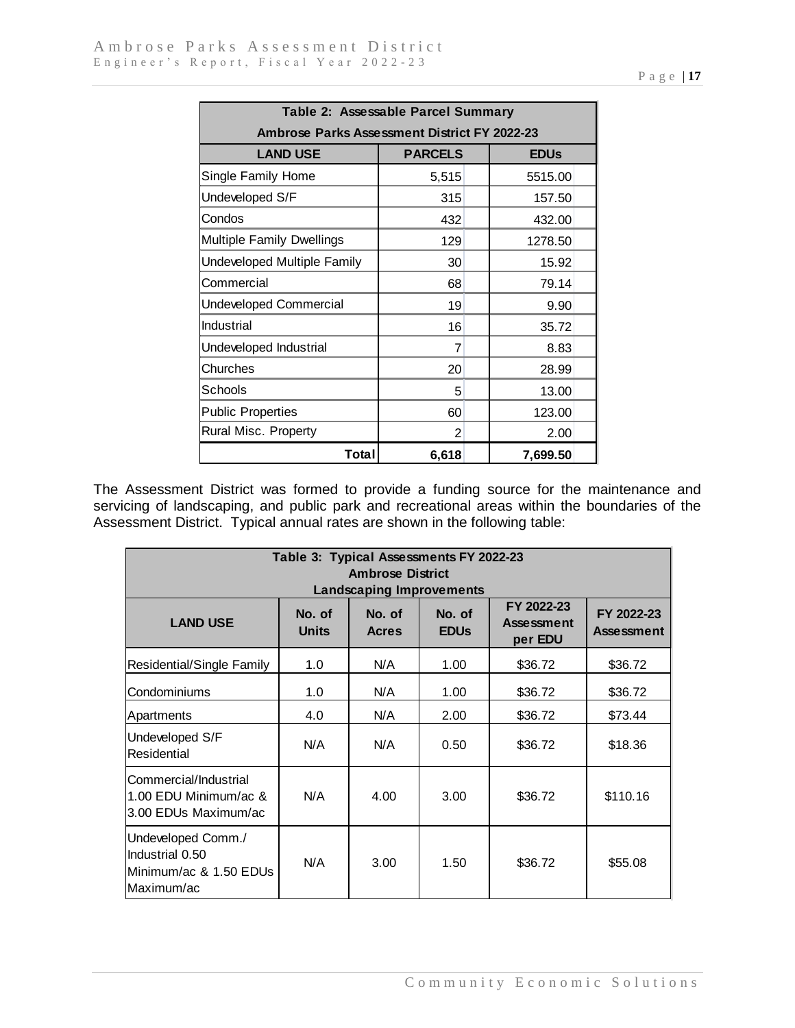| Table 2: Assessable Parcel Summary | | |
|---|---|---|
| Ambrose Parks Assessment District FY 2022-23 | | |
| **LAND USE** | **PARCELS** | **EDUs** |
| Single Family Home | 5,515 | 5515.00 |
| Undeveloped S/F | 315 | 157.50 |
| Condos | 432 | 432.00 |
| Multiple Family Dwellings | 129 | 1278.50 |
| Undeveloped Multiple Family | 30 | 15.92 |
| Commercial | 68 | 79.14 |
| Undeveloped Commercial | 19 | 9.90 |
| Industrial | 16 | 35.72 |
| Undeveloped Industrial | 7 | 8.83 |
| Churches | 20 | 28.99 |
| Schools | 5 | 13.00 |
| Public Properties | 60 | 123.00 |
| Rural Misc. Property | 2 | 2.00 |
| **Total** | **6,618** | **7,699.50** |

The Assessment District was formed to provide a funding source for the maintenance and servicing of landscaping, and public park and recreational areas within the boundaries of the Assessment District. Typical annual rates are shown in the following table:

| Table 3: Typical Assessments FY 2022-23 Ambrose District Landscaping Improvements | | | | | |
|---|---|---|---|---|---|
| **LAND USE** | **No. of Units** | **No. of Acres** | **No. of EDUs** | **FY 2022-23 Assessment per EDU** | **FY 2022-23 Assessment** |
| Residential/Single Family | 1.0 | N/A | 1.00 | $36.72 | $36.72 |
| Condominiums | 1.0 | N/A | 1.00 | $36.72 | $36.72 |
| Apartments | 4.0 | N/A | 2.00 | $36.72 | $73.44 |
| Undeveloped S/F Residential | N/A | N/A | 0.50 | $36.72 | $18.36 |
| Commercial/Industrial 1.00 EDU Minimum/ac & 3.00 EDUs Maximum/ac | N/A | 4.00 | 3.00 | $36.72 | $110.16 |
| Undeveloped Comm./ Industrial 0.50 Minimum/ac & 1.50 EDUs Maximum/ac | N/A | 3.00 | 1.50 | $36.72 | $55.08 |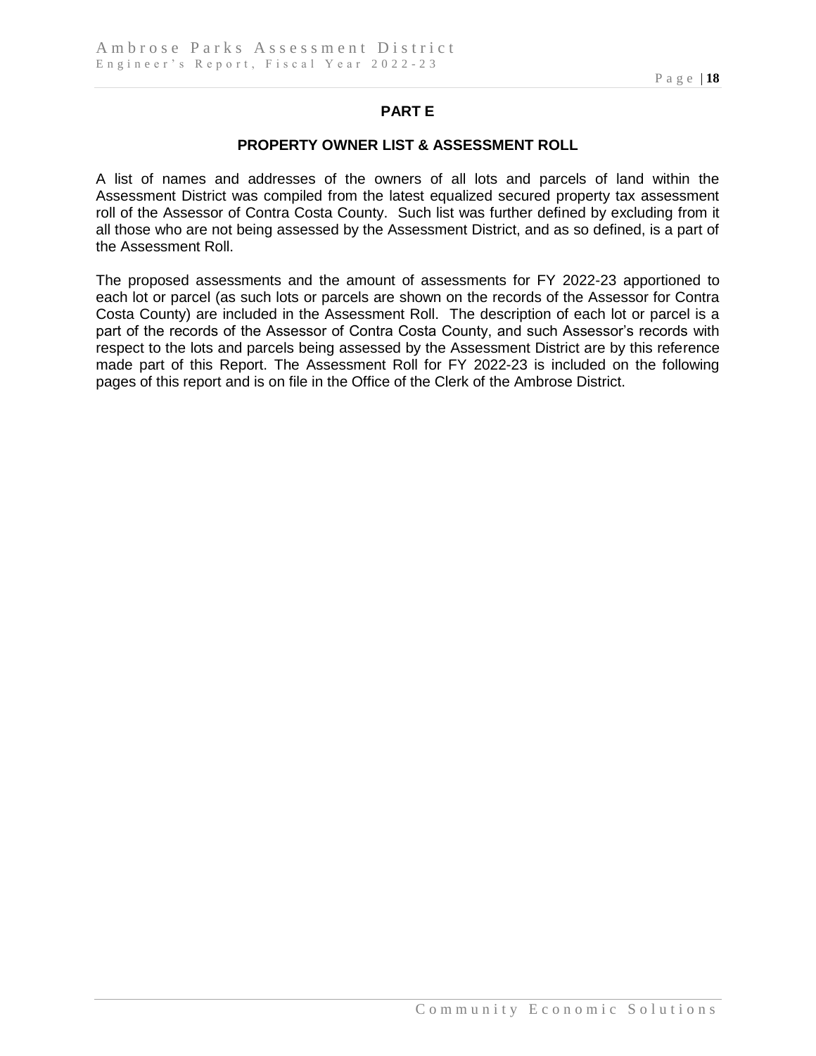## PART E

### PROPERTY OWNER LIST & ASSESSMENT ROLL

A list of names and addresses of the owners of all lots and parcels of land within the Assessment District was compiled from the latest equalized secured property tax assessment roll of the Assessor of Contra Costa County. Such list was further defined by excluding from it all those who are not being assessed by the Assessment District, and as so defined, is a part of the Assessment Roll.

The proposed assessments and the amount of assessments for FY 2022-23 apportioned to each lot or parcel (as such lots or parcels are shown on the records of the Assessor for Contra Costa County) are included in the Assessment Roll. The description of each lot or parcel is a part of the records of the Assessor of Contra Costa County, and such Assessor's records with respect to the lots and parcels being assessed by the Assessment District are by this reference made part of this Report. The Assessment Roll for FY 2022-23 is included on the following pages of this report and is on file in the Office of the Clerk of the Ambrose District.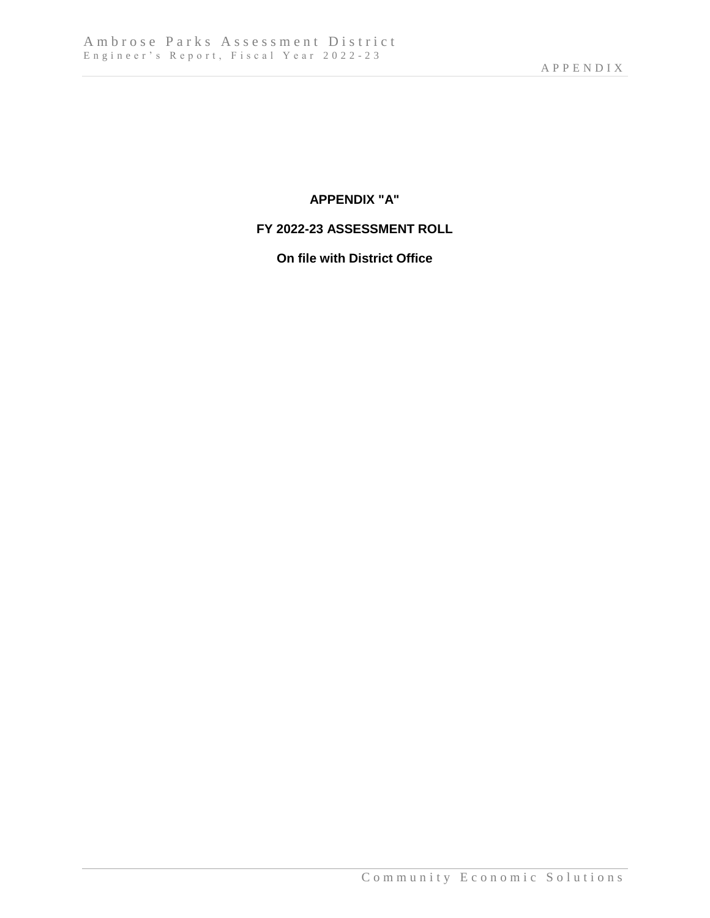**APPENDIX "A"**

**FY 2022-23 ASSESSMENT ROLL**

**On file with District Office**